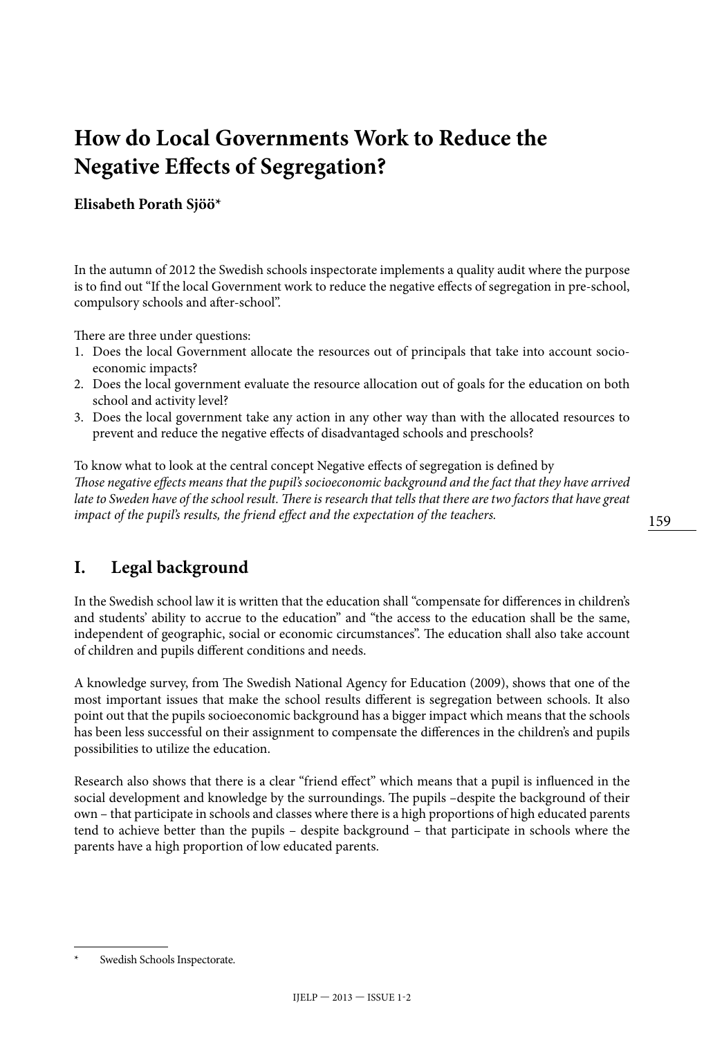# How do Local Governments Work to Reduce the Negative Effects of Segregation?

**Elisabeth Porath Sjöö***

In the autumn of 2012 the Swedish schools inspectorate implements a quality audit where the purpose is to find out "If the local Government work to reduce the negative effects of segregation in pre-school, compulsory schools and after-school".

There are three under questions:

1. Does the local Government allocate the resources out of principals that take into account socio-economic impacts?
2. Does the local government evaluate the resource allocation out of goals for the education on both school and activity level?
3. Does the local government take any action in any other way than with the allocated resources to prevent and reduce the negative effects of disadvantaged schools and preschools?

To know what to look at the central concept Negative effects of segregation is defined by
*Those negative effects means that the pupil's socioeconomic background and the fact that they have arrived late to Sweden have of the school result. There is research that tells that there are two factors that have great impact of the pupil's results, the friend effect and the expectation of the teachers.*

## I. Legal background

In the Swedish school law it is written that the education shall "compensate for differences in children's and students' ability to accrue to the education" and "the access to the education shall be the same, independent of geographic, social or economic circumstances". The education shall also take account of children and pupils different conditions and needs.

A knowledge survey, from The Swedish National Agency for Education (2009), shows that one of the most important issues that make the school results different is segregation between schools. It also point out that the pupils socioeconomic background has a bigger impact which means that the schools has been less successful on their assignment to compensate the differences in the children's and pupils possibilities to utilize the education.

Research also shows that there is a clear "friend effect" which means that a pupil is influenced in the social development and knowledge by the surroundings. The pupils –despite the background of their own – that participate in schools and classes where there is a high proportions of high educated parents tend to achieve better than the pupils – despite background – that participate in schools where the parents have a high proportion of low educated parents.

---

* Swedish Schools Inspectorate.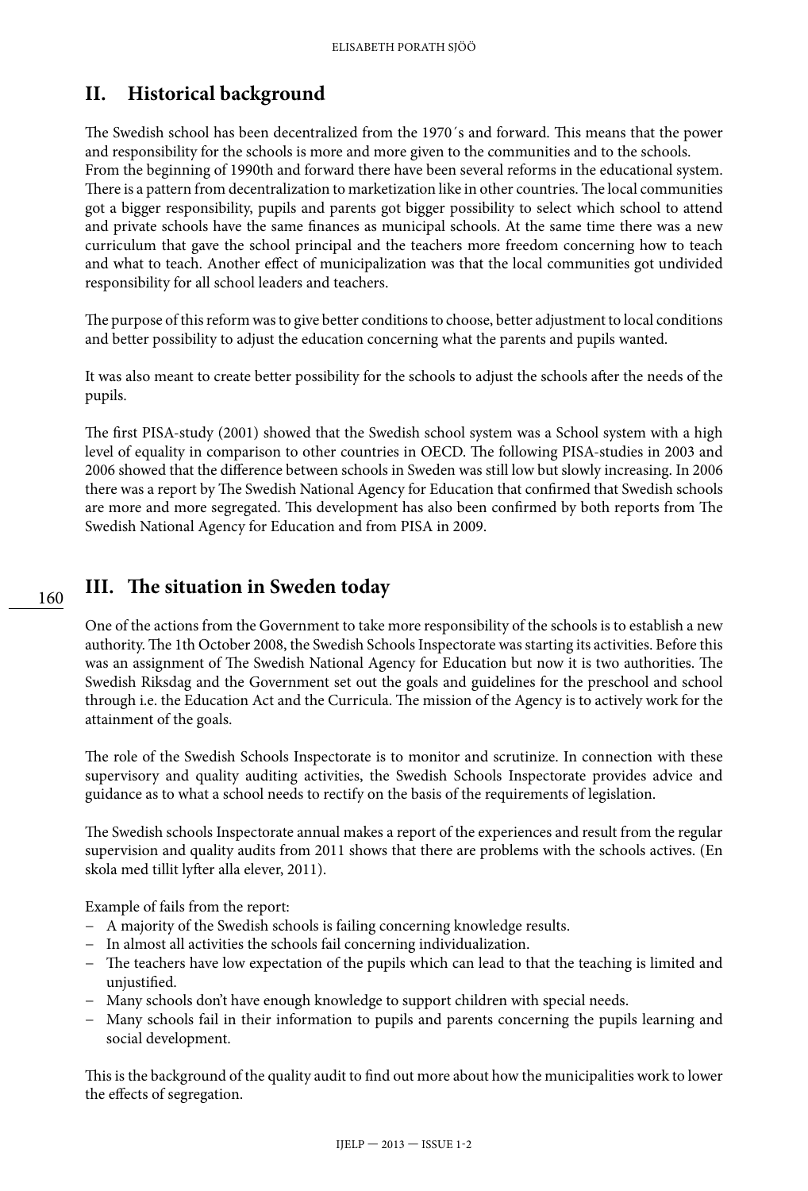## II. Historical background

The Swedish school has been decentralized from the 1970´s and forward. This means that the power and responsibility for the schools is more and more given to the communities and to the schools. From the beginning of 1990th and forward there have been several reforms in the educational system. There is a pattern from decentralization to marketization like in other countries. The local communities got a bigger responsibility, pupils and parents got bigger possibility to select which school to attend and private schools have the same finances as municipal schools. At the same time there was a new curriculum that gave the school principal and the teachers more freedom concerning how to teach and what to teach. Another effect of municipalization was that the local communities got undivided responsibility for all school leaders and teachers.

The purpose of this reform was to give better conditions to choose, better adjustment to local conditions and better possibility to adjust the education concerning what the parents and pupils wanted.

It was also meant to create better possibility for the schools to adjust the schools after the needs of the pupils.

The first PISA-study (2001) showed that the Swedish school system was a School system with a high level of equality in comparison to other countries in OECD. The following PISA-studies in 2003 and 2006 showed that the difference between schools in Sweden was still low but slowly increasing. In 2006 there was a report by The Swedish National Agency for Education that confirmed that Swedish schools are more and more segregated. This development has also been confirmed by both reports from The Swedish National Agency for Education and from PISA in 2009.

## III. The situation in Sweden today

One of the actions from the Government to take more responsibility of the schools is to establish a new authority. The 1th October 2008, the Swedish Schools Inspectorate was starting its activities. Before this was an assignment of The Swedish National Agency for Education but now it is two authorities. The Swedish Riksdag and the Government set out the goals and guidelines for the preschool and school through i.e. the Education Act and the Curricula. The mission of the Agency is to actively work for the attainment of the goals.

The role of the Swedish Schools Inspectorate is to monitor and scrutinize. In connection with these supervisory and quality auditing activities, the Swedish Schools Inspectorate provides advice and guidance as to what a school needs to rectify on the basis of the requirements of legislation.

The Swedish schools Inspectorate annual makes a report of the experiences and result from the regular supervision and quality audits from 2011 shows that there are problems with the schools actives. (En skola med tillit lyfter alla elever, 2011).

Example of fails from the report:

- A majority of the Swedish schools is failing concerning knowledge results.
- In almost all activities the schools fail concerning individualization.
- The teachers have low expectation of the pupils which can lead to that the teaching is limited and unjustified.
- Many schools don't have enough knowledge to support children with special needs.
- Many schools fail in their information to pupils and parents concerning the pupils learning and social development.

This is the background of the quality audit to find out more about how the municipalities work to lower the effects of segregation.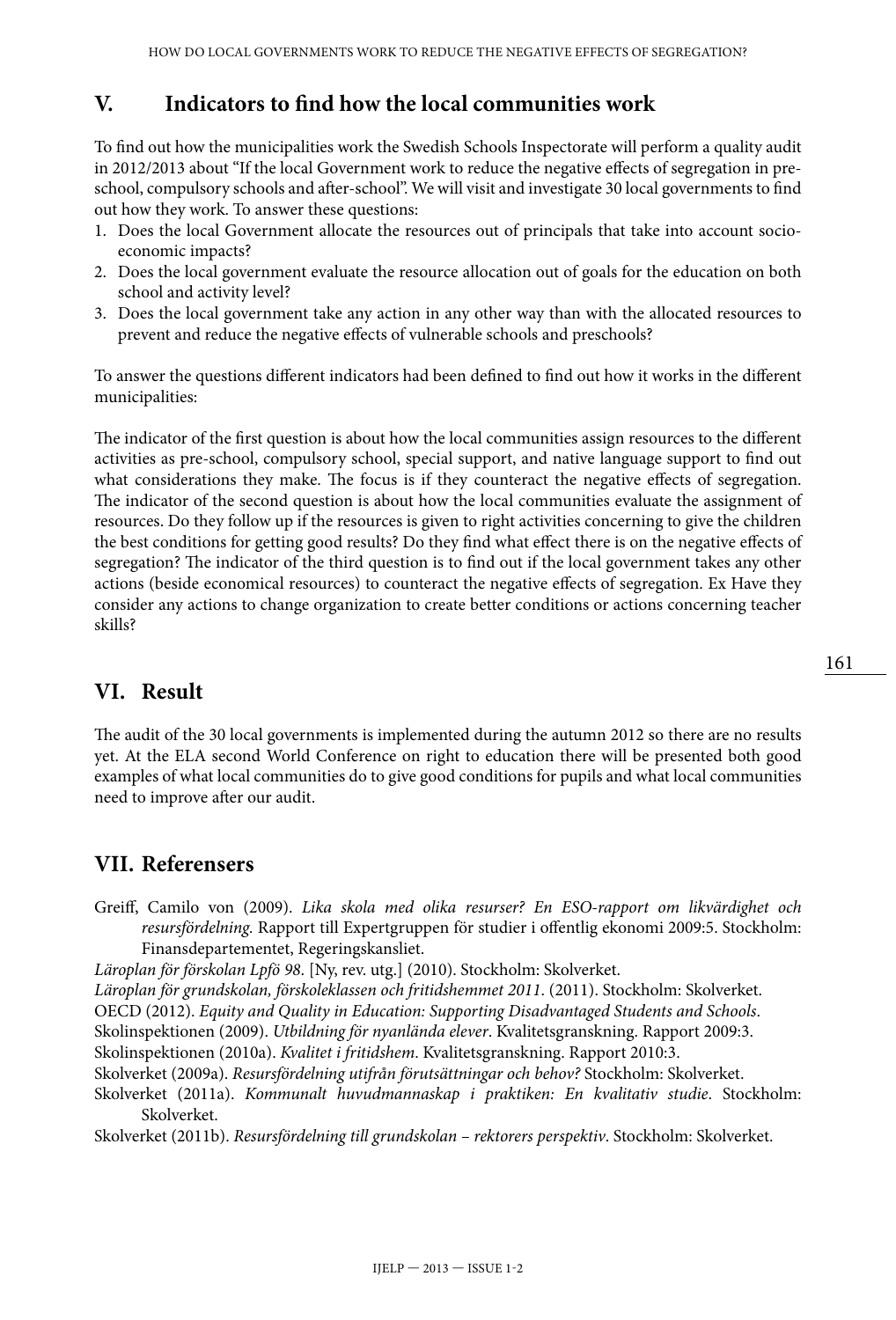## V. Indicators to find how the local communities work

To find out how the municipalities work the Swedish Schools Inspectorate will perform a quality audit in 2012/2013 about "If the local Government work to reduce the negative effects of segregation in pre-school, compulsory schools and after-school". We will visit and investigate 30 local governments to find out how they work. To answer these questions:

1. Does the local Government allocate the resources out of principals that take into account socio-economic impacts?
2. Does the local government evaluate the resource allocation out of goals for the education on both school and activity level?
3. Does the local government take any action in any other way than with the allocated resources to prevent and reduce the negative effects of vulnerable schools and preschools?

To answer the questions different indicators had been defined to find out how it works in the different municipalities:

The indicator of the first question is about how the local communities assign resources to the different activities as pre-school, compulsory school, special support, and native language support to find out what considerations they make. The focus is if they counteract the negative effects of segregation. The indicator of the second question is about how the local communities evaluate the assignment of resources. Do they follow up if the resources is given to right activities concerning to give the children the best conditions for getting good results? Do they find what effect there is on the negative effects of segregation? The indicator of the third question is to find out if the local government takes any other actions (beside economical resources) to counteract the negative effects of segregation. Ex Have they consider any actions to change organization to create better conditions or actions concerning teacher skills?

## VI. Result

The audit of the 30 local governments is implemented during the autumn 2012 so there are no results yet. At the ELA second World Conference on right to education there will be presented both good examples of what local communities do to give good conditions for pupils and what local communities need to improve after our audit.

## VII. Referensers

Greiff, Camilo von (2009). *Lika skola med olika resurser? En ESO-rapport om likvärdighet och resursfördelning.* Rapport till Expertgruppen för studier i offentlig ekonomi 2009:5. Stockholm: Finansdepartementet, Regeringskansliet.

*Läroplan för förskolan Lpfö 98*. [Ny, rev. utg.] (2010). Stockholm: Skolverket.

*Läroplan för grundskolan, förskoleklassen och fritidshemmet 2011*. (2011). Stockholm: Skolverket.

OECD (2012). *Equity and Quality in Education: Supporting Disadvantaged Students and Schools*.

Skolinspektionen (2009). *Utbildning för nyanlända elever*. Kvalitetsgranskning. Rapport 2009:3.

Skolinspektionen (2010a). *Kvalitet i fritidshem*. Kvalitetsgranskning. Rapport 2010:3.

Skolverket (2009a). *Resursfördelning utifrån förutsättningar och behov?* Stockholm: Skolverket.

Skolverket (2011a). *Kommunalt huvudmannaskap i praktiken: En kvalitativ studie*. Stockholm: Skolverket.

Skolverket (2011b). *Resursfördelning till grundskolan – rektorers perspektiv*. Stockholm: Skolverket.